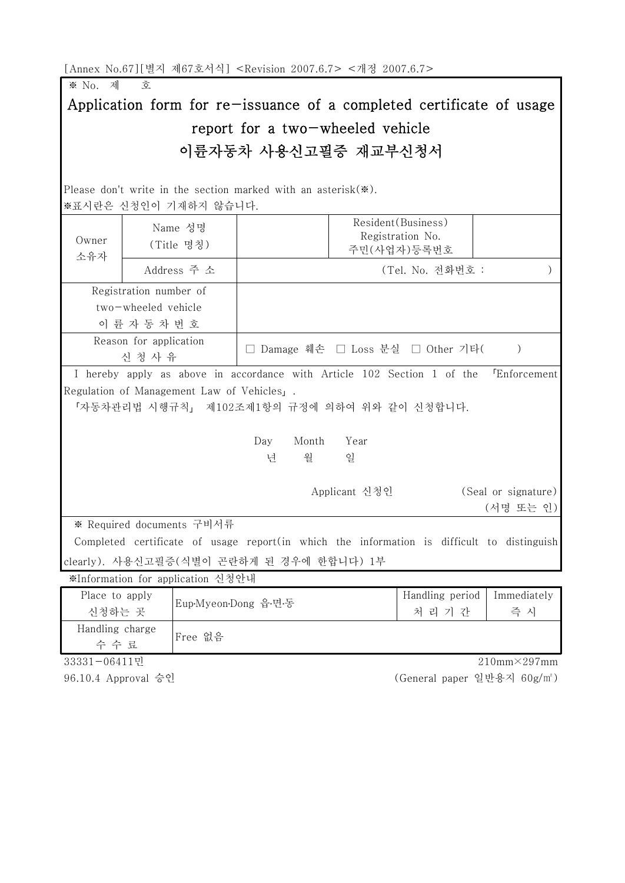[Annex No.67][별지 제67호서식] <Revision 2007.6.7> <개정 2007.6.7>

※ No. 제 호

# Application form for re-issuance of a completed certificate of usage report for a two-wheeled vehicle
# 이륜자동차 사용신고필증 재교부신청서

Please don't write in the section marked with an asterisk(※).
※표시란은 신청인이 기재하지 않습니다.

| | | | | |
|---|---|---|---|---|
| Owner 소유자 | Name 성명 (Title 명칭) | | Resident(Business) Registration No. 주민(사업자)등록번호 | |
| | Address 주 소 | (Tel. No. 전화번호 : ) | | |
| Registration number of two-wheeled vehicle 이 륜 자 동 차 번 호 | | | | |
| Reason for application 신 청 사 유 | | □ Damage 훼손 □ Loss 분실 □ Other 기타( ) | | |

I hereby apply as above in accordance with Article 102 Section 1 of the 「Enforcement Regulation of Management Law of Vehicles」.
「자동차관리법 시행규칙」 제102조제1항의 규정에 의하여 위와 같이 신청합니다.

Day Month Year
년 월 일

Applicant 신청인 (Seal or signature) (서명 또는 인)

※ Required documents 구비서류

Completed certificate of usage report(in which the information is difficult to distinguish clearly). 사용신고필증(식별이 곤란하게 된 경우에 한합니다) 1부

※Information for application 신청안내

| | | | |
|---|---|---|---|
| Place to apply 신청하는 곳 | Eup·Myeon·Dong 읍·면·동 | Handling period 처 리 기 간 | Immediately 즉 시 |
| Handling charge 수 수 료 | Free 없음 | | |

33331-06411민 210mm×297mm
96.10.4 Approval 승인 (General paper 일반용지 60g/㎡)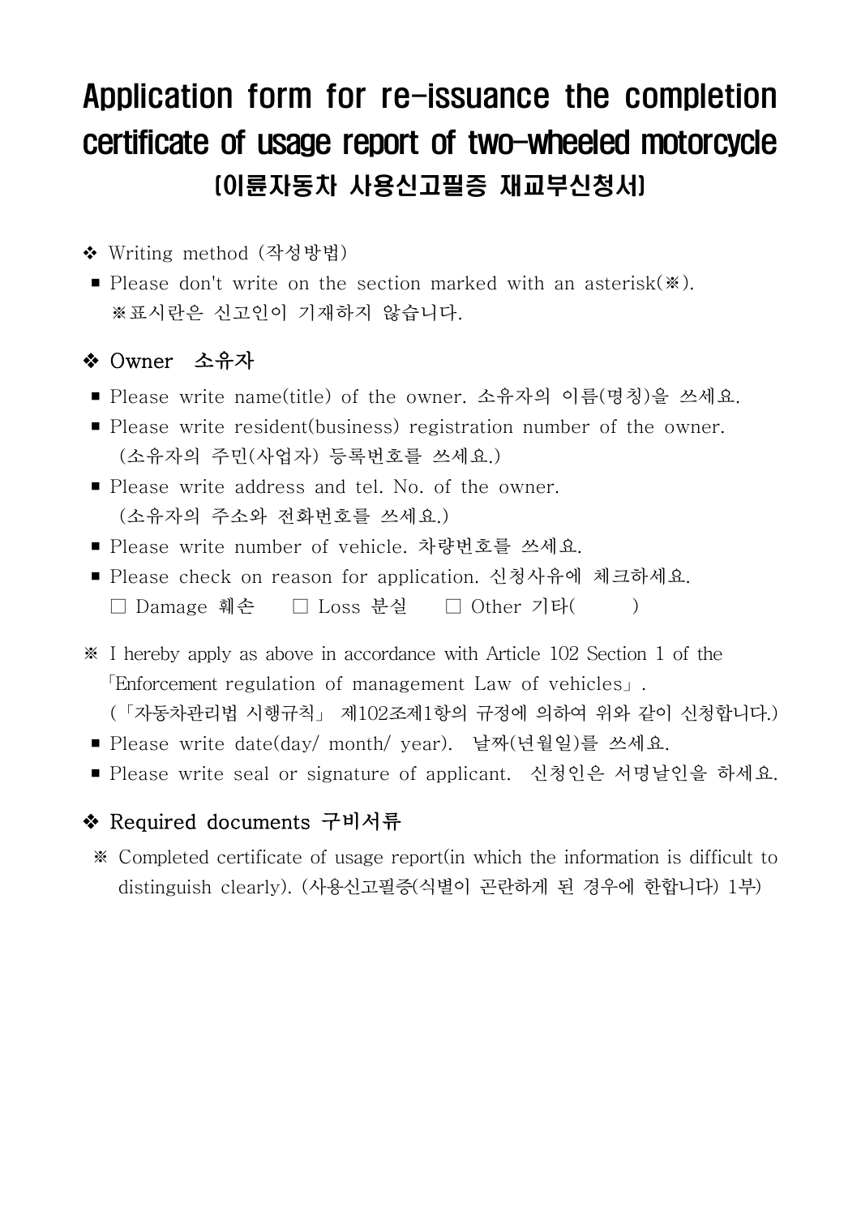# Application form for re-issuance the completion certificate of usage report of two-wheeled motorcycle
## [이륜자동차 사용신고필증 재교부신청서]

❖ Writing method (작성방법)

- Please don't write on the section marked with an asterisk(※).
  ※표시란은 신고인이 기재하지 않습니다.

### ❖ Owner 소유자

- Please write name(title) of the owner. 소유자의 이름(명칭)을 쓰세요.
- Please write resident(business) registration number of the owner.
  (소유자의 주민(사업자) 등록번호를 쓰세요.)
- Please write address and tel. No. of the owner.
  (소유자의 주소와 전화번호를 쓰세요.)
- Please write number of vehicle. 차량번호를 쓰세요.
- Please check on reason for application. 신청사유에 체크하세요.
  □ Damage 훼손 □ Loss 분실 □ Other 기타( )

※ I hereby apply as above in accordance with Article 102 Section 1 of the 「Enforcement regulation of management Law of vehicles」.
(「자동차관리법 시행규칙」 제102조제1항의 규정에 의하여 위와 같이 신청합니다.)

- Please write date(day/ month/ year). 날짜(년월일)를 쓰세요.
- Please write seal or signature of applicant. 신청인은 서명날인을 하세요.

### ❖ Required documents 구비서류

※ Completed certificate of usage report(in which the information is difficult to distinguish clearly). (사용신고필증(식별이 곤란하게 된 경우에 한합니다) 1부)